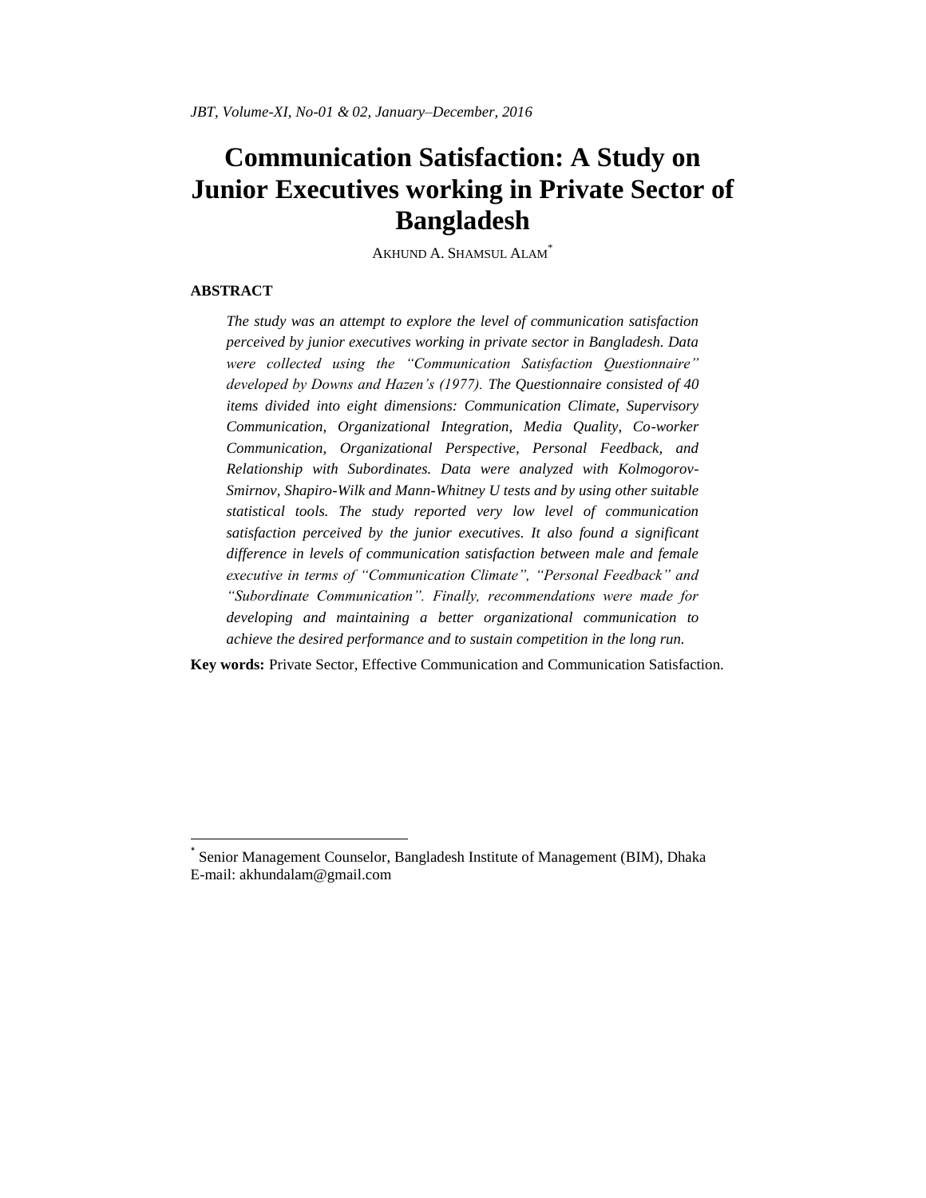# Communication Satisfaction: A Study on Junior Executives working in Private Sector of Bangladesh

AKHUND A. SHAMSUL ALAM*

**ABSTRACT**

*The study was an attempt to explore the level of communication satisfaction perceived by junior executives working in private sector in Bangladesh. Data were collected using the "Communication Satisfaction Questionnaire" developed by Downs and Hazen's (1977). The Questionnaire consisted of 40 items divided into eight dimensions: Communication Climate, Supervisory Communication, Organizational Integration, Media Quality, Co-worker Communication, Organizational Perspective, Personal Feedback, and Relationship with Subordinates. Data were analyzed with Kolmogorov-Smirnov, Shapiro-Wilk and Mann-Whitney U tests and by using other suitable statistical tools. The study reported very low level of communication satisfaction perceived by the junior executives. It also found a significant difference in levels of communication satisfaction between male and female executive in terms of "Communication Climate", "Personal Feedback" and "Subordinate Communication". Finally, recommendations were made for developing and maintaining a better organizational communication to achieve the desired performance and to sustain competition in the long run.*

**Key words:** Private Sector, Effective Communication and Communication Satisfaction.

---

* Senior Management Counselor, Bangladesh Institute of Management (BIM), Dhaka
E-mail: akhundalam@gmail.com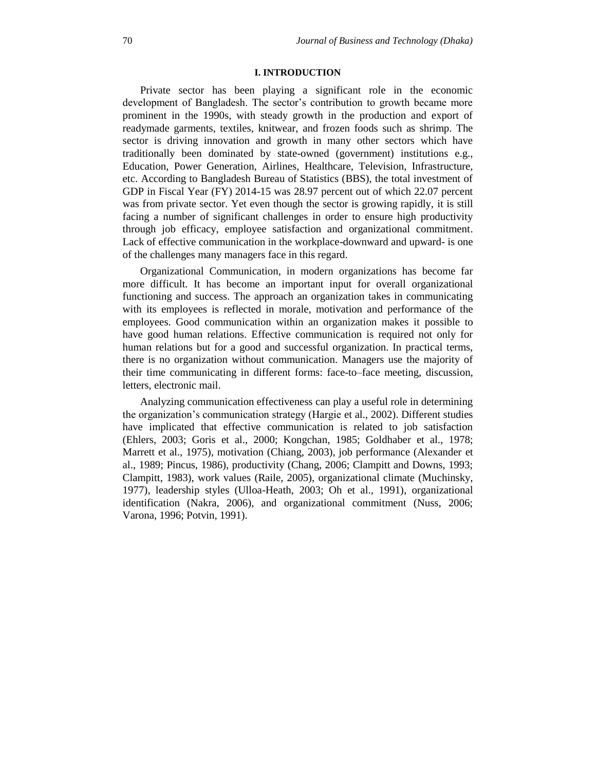## I. INTRODUCTION

Private sector has been playing a significant role in the economic development of Bangladesh. The sector's contribution to growth became more prominent in the 1990s, with steady growth in the production and export of readymade garments, textiles, knitwear, and frozen foods such as shrimp. The sector is driving innovation and growth in many other sectors which have traditionally been dominated by state-owned (government) institutions e.g., Education, Power Generation, Airlines, Healthcare, Television, Infrastructure, etc. According to Bangladesh Bureau of Statistics (BBS), the total investment of GDP in Fiscal Year (FY) 2014-15 was 28.97 percent out of which 22.07 percent was from private sector. Yet even though the sector is growing rapidly, it is still facing a number of significant challenges in order to ensure high productivity through job efficacy, employee satisfaction and organizational commitment. Lack of effective communication in the workplace-downward and upward- is one of the challenges many managers face in this regard.

Organizational Communication, in modern organizations has become far more difficult. It has become an important input for overall organizational functioning and success. The approach an organization takes in communicating with its employees is reflected in morale, motivation and performance of the employees. Good communication within an organization makes it possible to have good human relations. Effective communication is required not only for human relations but for a good and successful organization. In practical terms, there is no organization without communication. Managers use the majority of their time communicating in different forms: face-to–face meeting, discussion, letters, electronic mail.

Analyzing communication effectiveness can play a useful role in determining the organization's communication strategy (Hargie et al., 2002). Different studies have implicated that effective communication is related to job satisfaction (Ehlers, 2003; Goris et al., 2000; Kongchan, 1985; Goldhaber et al., 1978; Marrett et al., 1975), motivation (Chiang, 2003), job performance (Alexander et al., 1989; Pincus, 1986), productivity (Chang, 2006; Clampitt and Downs, 1993; Clampitt, 1983), work values (Raile, 2005), organizational climate (Muchinsky, 1977), leadership styles (Ulloa-Heath, 2003; Oh et al., 1991), organizational identification (Nakra, 2006), and organizational commitment (Nuss, 2006; Varona, 1996; Potvin, 1991).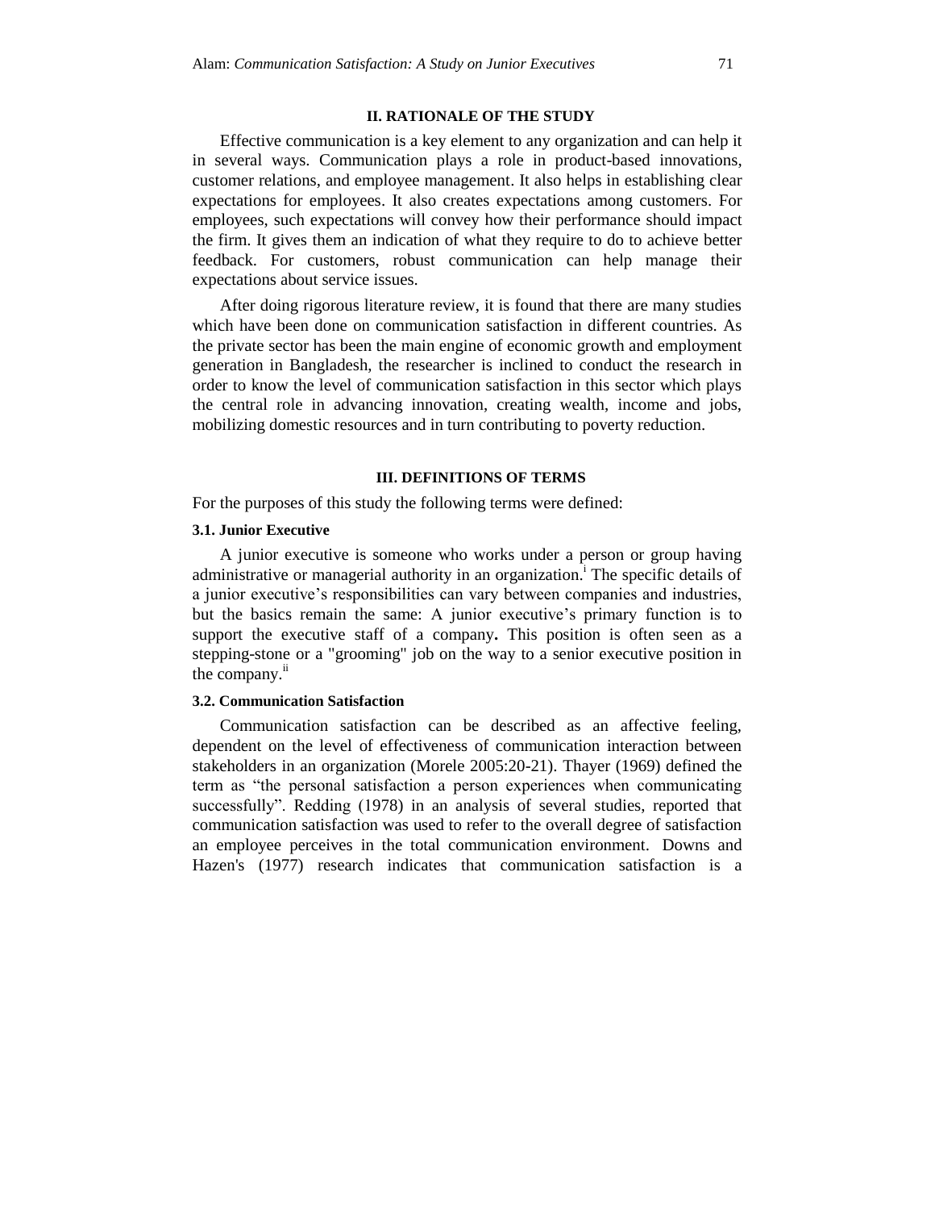## II. RATIONALE OF THE STUDY

Effective communication is a key element to any organization and can help it in several ways. Communication plays a role in product-based innovations, customer relations, and employee management. It also helps in establishing clear expectations for employees. It also creates expectations among customers. For employees, such expectations will convey how their performance should impact the firm. It gives them an indication of what they require to do to achieve better feedback. For customers, robust communication can help manage their expectations about service issues.

After doing rigorous literature review, it is found that there are many studies which have been done on communication satisfaction in different countries. As the private sector has been the main engine of economic growth and employment generation in Bangladesh, the researcher is inclined to conduct the research in order to know the level of communication satisfaction in this sector which plays the central role in advancing innovation, creating wealth, income and jobs, mobilizing domestic resources and in turn contributing to poverty reduction.

## III. DEFINITIONS OF TERMS

For the purposes of this study the following terms were defined:

### 3.1. Junior Executive

A junior executive is someone who works under a person or group having administrative or managerial authority in an organization.[i] The specific details of a junior executive's responsibilities can vary between companies and industries, but the basics remain the same: A junior executive's primary function is to support the executive staff of a company**.** This position is often seen as a stepping-stone or a "grooming" job on the way to a senior executive position in the company.[ii]

### 3.2. Communication Satisfaction

Communication satisfaction can be described as an affective feeling, dependent on the level of effectiveness of communication interaction between stakeholders in an organization (Morele 2005:20-21). Thayer (1969) defined the term as "the personal satisfaction a person experiences when communicating successfully". Redding (1978) in an analysis of several studies, reported that communication satisfaction was used to refer to the overall degree of satisfaction an employee perceives in the total communication environment. Downs and Hazen's (1977) research indicates that communication satisfaction is a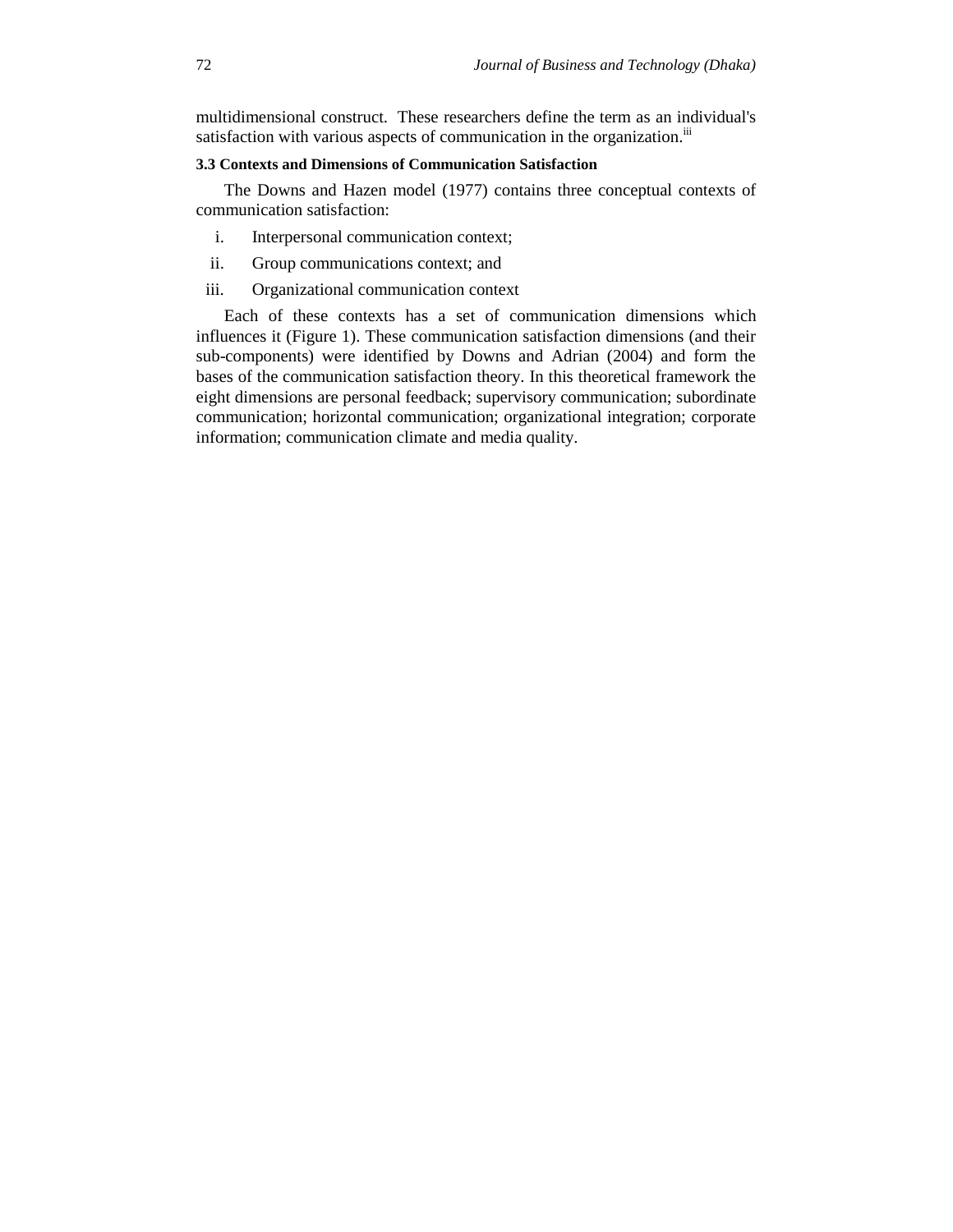multidimensional construct. These researchers define the term as an individual's satisfaction with various aspects of communication in the organization.[iii]

### 3.3 Contexts and Dimensions of Communication Satisfaction

The Downs and Hazen model (1977) contains three conceptual contexts of communication satisfaction:

i. Interpersonal communication context;

ii. Group communications context; and

iii. Organizational communication context

Each of these contexts has a set of communication dimensions which influences it (Figure 1). These communication satisfaction dimensions (and their sub-components) were identified by Downs and Adrian (2004) and form the bases of the communication satisfaction theory. In this theoretical framework the eight dimensions are personal feedback; supervisory communication; subordinate communication; horizontal communication; organizational integration; corporate information; communication climate and media quality.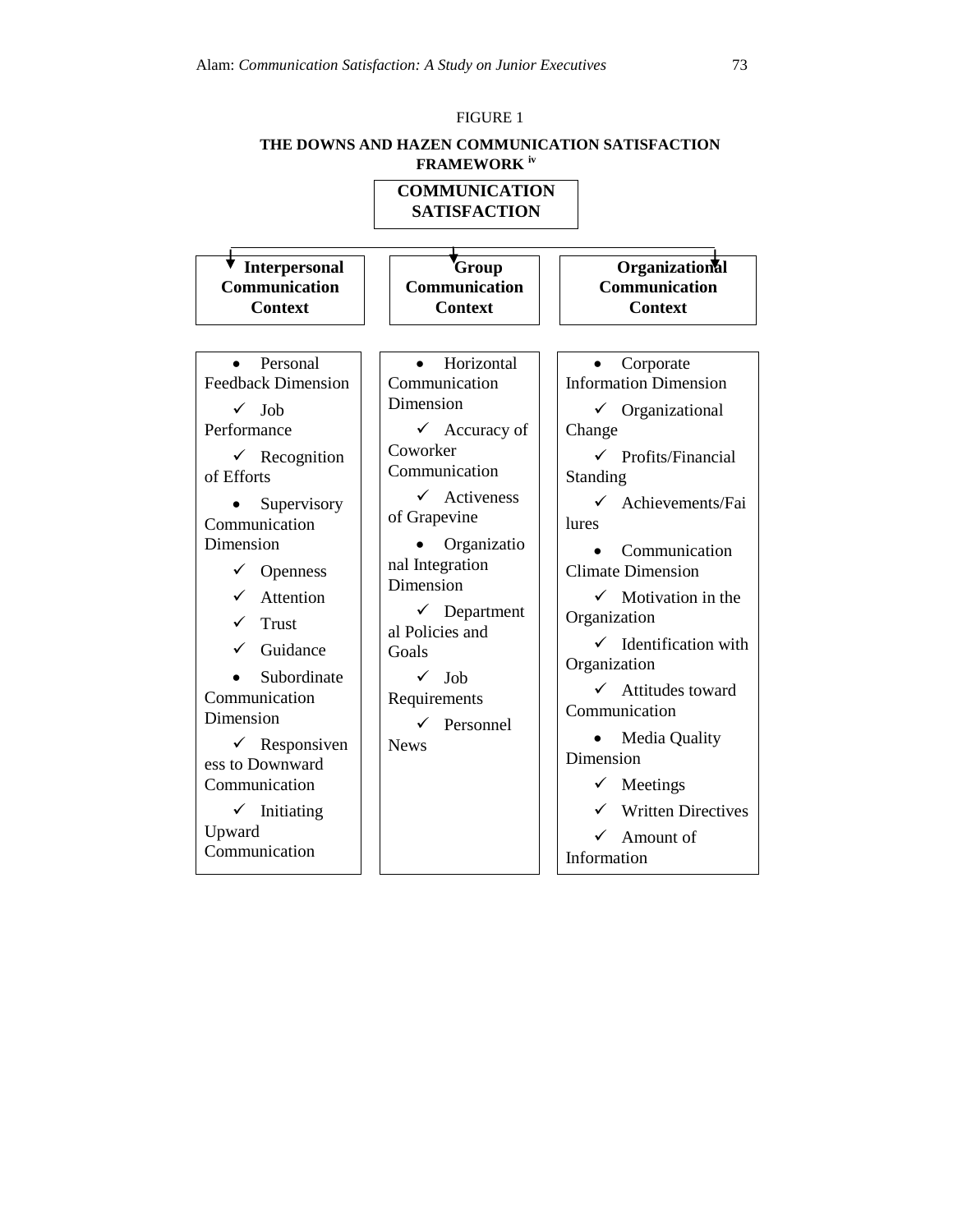FIGURE 1

**THE DOWNS AND HAZEN COMMUNICATION SATISFACTION FRAMEWORK [iv]**

**COMMUNICATION SATISFACTION**

| **Interpersonal Communication Context** | **Group Communication Context** | **Organizational Communication Context** |
|---|---|---|
| • Personal Feedback Dimension<br>✓ Job Performance<br>✓ Recognition of Efforts<br>• Supervisory Communication Dimension<br>✓ Openness<br>✓ Attention<br>✓ Trust<br>✓ Guidance<br>• Subordinate Communication Dimension<br>✓ Responsiveness to Downward Communication<br>✓ Initiating Upward Communication | • Horizontal Communication Dimension<br>✓ Accuracy of Coworker Communication<br>✓ Activeness of Grapevine<br>• Organizational Integration Dimension<br>✓ Departmental Policies and Goals<br>✓ Job Requirements<br>✓ Personnel News | • Corporate Information Dimension<br>✓ Organizational Change<br>✓ Profits/Financial Standing<br>✓ Achievements/Failures<br>• Communication Climate Dimension<br>✓ Motivation in the Organization<br>✓ Identification with Organization<br>✓ Attitudes toward Communication<br>• Media Quality Dimension<br>✓ Meetings<br>✓ Written Directives<br>✓ Amount of Information |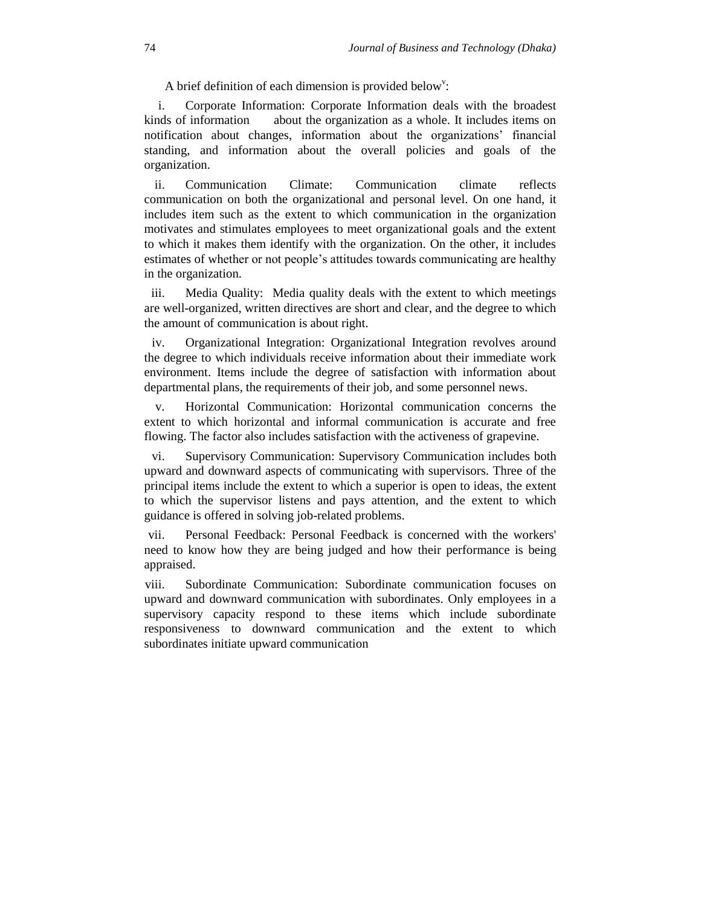A brief definition of each dimension is provided below[v]:

i. Corporate Information: Corporate Information deals with the broadest kinds of information about the organization as a whole. It includes items on notification about changes, information about the organizations' financial standing, and information about the overall policies and goals of the organization.

ii. Communication Climate: Communication climate reflects communication on both the organizational and personal level. On one hand, it includes item such as the extent to which communication in the organization motivates and stimulates employees to meet organizational goals and the extent to which it makes them identify with the organization. On the other, it includes estimates of whether or not people's attitudes towards communicating are healthy in the organization.

iii. Media Quality: Media quality deals with the extent to which meetings are well-organized, written directives are short and clear, and the degree to which the amount of communication is about right.

iv. Organizational Integration: Organizational Integration revolves around the degree to which individuals receive information about their immediate work environment. Items include the degree of satisfaction with information about departmental plans, the requirements of their job, and some personnel news.

v. Horizontal Communication: Horizontal communication concerns the extent to which horizontal and informal communication is accurate and free flowing. The factor also includes satisfaction with the activeness of grapevine.

vi. Supervisory Communication: Supervisory Communication includes both upward and downward aspects of communicating with supervisors. Three of the principal items include the extent to which a superior is open to ideas, the extent to which the supervisor listens and pays attention, and the extent to which guidance is offered in solving job-related problems.

vii. Personal Feedback: Personal Feedback is concerned with the workers' need to know how they are being judged and how their performance is being appraised.

viii. Subordinate Communication: Subordinate communication focuses on upward and downward communication with subordinates. Only employees in a supervisory capacity respond to these items which include subordinate responsiveness to downward communication and the extent to which subordinates initiate upward communication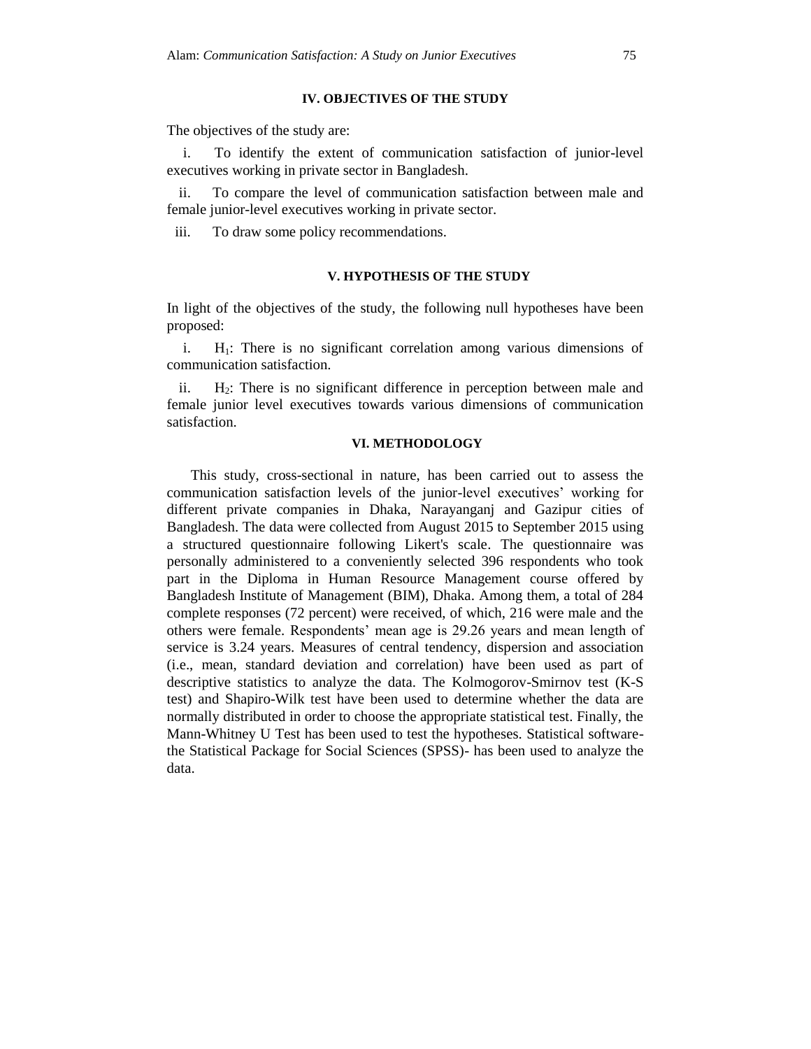## IV. OBJECTIVES OF THE STUDY

The objectives of the study are:

i. To identify the extent of communication satisfaction of junior-level executives working in private sector in Bangladesh.

ii. To compare the level of communication satisfaction between male and female junior-level executives working in private sector.

iii. To draw some policy recommendations.

## V. HYPOTHESIS OF THE STUDY

In light of the objectives of the study, the following null hypotheses have been proposed:

i. $H_1$: There is no significant correlation among various dimensions of communication satisfaction.

ii. $H_2$: There is no significant difference in perception between male and female junior level executives towards various dimensions of communication satisfaction.

## VI. METHODOLOGY

This study, cross-sectional in nature, has been carried out to assess the communication satisfaction levels of the junior-level executives' working for different private companies in Dhaka, Narayanganj and Gazipur cities of Bangladesh. The data were collected from August 2015 to September 2015 using a structured questionnaire following Likert's scale. The questionnaire was personally administered to a conveniently selected 396 respondents who took part in the Diploma in Human Resource Management course offered by Bangladesh Institute of Management (BIM), Dhaka. Among them, a total of 284 complete responses (72 percent) were received, of which, 216 were male and the others were female. Respondents' mean age is 29.26 years and mean length of service is 3.24 years. Measures of central tendency, dispersion and association (i.e., mean, standard deviation and correlation) have been used as part of descriptive statistics to analyze the data. The Kolmogorov-Smirnov test (K-S test) and Shapiro-Wilk test have been used to determine whether the data are normally distributed in order to choose the appropriate statistical test. Finally, the Mann-Whitney U Test has been used to test the hypotheses. Statistical software- the Statistical Package for Social Sciences (SPSS)- has been used to analyze the data.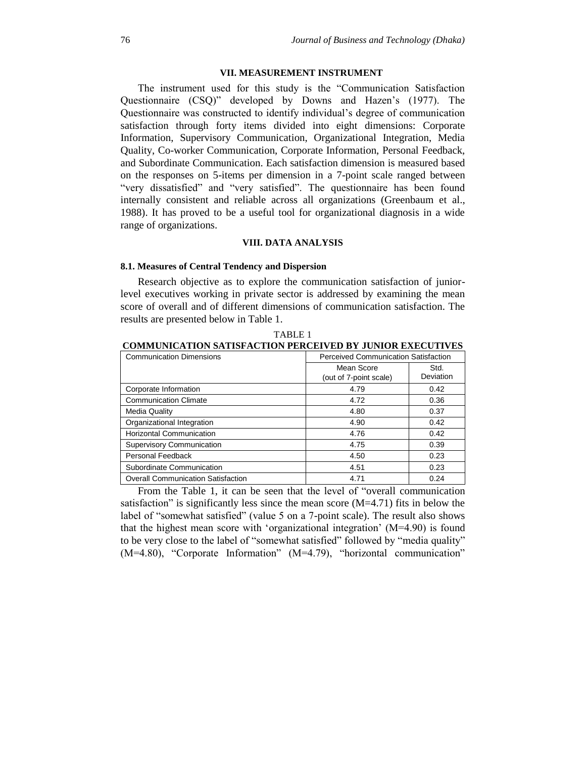## VII. MEASUREMENT INSTRUMENT

The instrument used for this study is the "Communication Satisfaction Questionnaire (CSQ)" developed by Downs and Hazen's (1977). The Questionnaire was constructed to identify individual's degree of communication satisfaction through forty items divided into eight dimensions: Corporate Information, Supervisory Communication, Organizational Integration, Media Quality, Co-worker Communication, Corporate Information, Personal Feedback, and Subordinate Communication. Each satisfaction dimension is measured based on the responses on 5-items per dimension in a 7-point scale ranged between "very dissatisfied" and "very satisfied". The questionnaire has been found internally consistent and reliable across all organizations (Greenbaum et al., 1988). It has proved to be a useful tool for organizational diagnosis in a wide range of organizations.

## VIII. DATA ANALYSIS

### 8.1. Measures of Central Tendency and Dispersion

Research objective as to explore the communication satisfaction of junior-level executives working in private sector is addressed by examining the mean score of overall and of different dimensions of communication satisfaction. The results are presented below in Table 1.

TABLE 1
**COMMUNICATION SATISFACTION PERCEIVED BY JUNIOR EXECUTIVES**

| Communication Dimensions | Perceived Communication Satisfaction | |
|---|---|---|
| | Mean Score (out of 7-point scale) | Std. Deviation |
| Corporate Information | 4.79 | 0.42 |
| Communication Climate | 4.72 | 0.36 |
| Media Quality | 4.80 | 0.37 |
| Organizational Integration | 4.90 | 0.42 |
| Horizontal Communication | 4.76 | 0.42 |
| Supervisory Communication | 4.75 | 0.39 |
| Personal Feedback | 4.50 | 0.23 |
| Subordinate Communication | 4.51 | 0.23 |
| Overall Communication Satisfaction | 4.71 | 0.24 |

From the Table 1, it can be seen that the level of "overall communication satisfaction" is significantly less since the mean score (M=4.71) fits in below the label of "somewhat satisfied" (value 5 on a 7-point scale). The result also shows that the highest mean score with 'organizational integration' (M=4.90) is found to be very close to the label of "somewhat satisfied" followed by "media quality" (M=4.80), "Corporate Information" (M=4.79), "horizontal communication"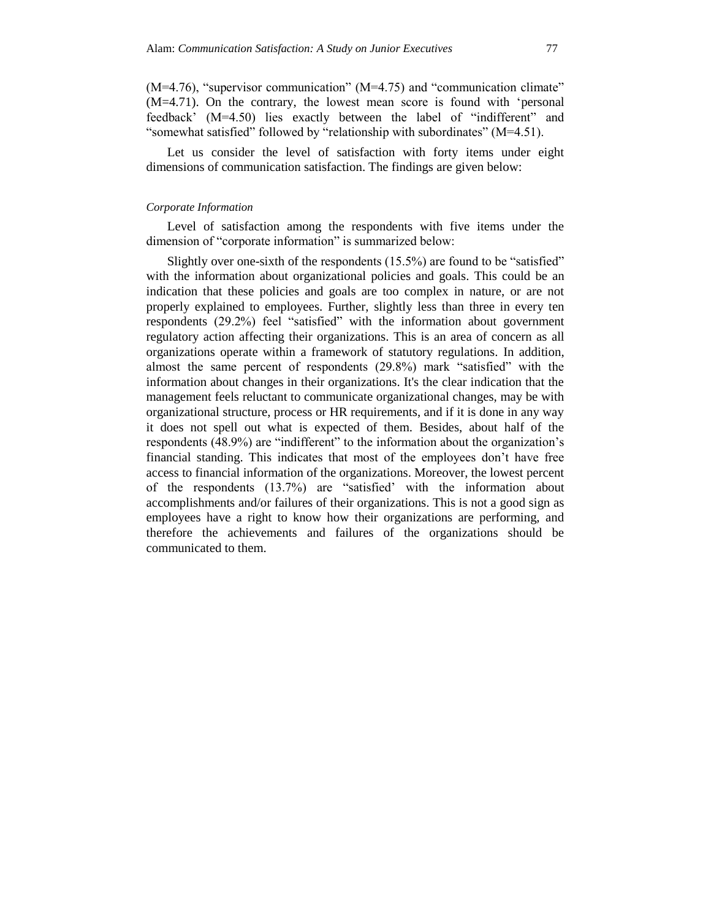(M=4.76), “supervisor communication” (M=4.75) and “communication climate” (M=4.71). On the contrary, the lowest mean score is found with ‘personal feedback’ (M=4.50) lies exactly between the label of “indifferent” and “somewhat satisfied” followed by “relationship with subordinates” (M=4.51).

Let us consider the level of satisfaction with forty items under eight dimensions of communication satisfaction. The findings are given below:

*Corporate Information*

Level of satisfaction among the respondents with five items under the dimension of “corporate information” is summarized below:

Slightly over one-sixth of the respondents (15.5%) are found to be “satisfied” with the information about organizational policies and goals. This could be an indication that these policies and goals are too complex in nature, or are not properly explained to employees. Further, slightly less than three in every ten respondents (29.2%) feel “satisfied” with the information about government regulatory action affecting their organizations. This is an area of concern as all organizations operate within a framework of statutory regulations. In addition, almost the same percent of respondents (29.8%) mark “satisfied” with the information about changes in their organizations. It's the clear indication that the management feels reluctant to communicate organizational changes, may be with organizational structure, process or HR requirements, and if it is done in any way it does not spell out what is expected of them. Besides, about half of the respondents (48.9%) are “indifferent” to the information about the organization’s financial standing. This indicates that most of the employees don’t have free access to financial information of the organizations. Moreover, the lowest percent of the respondents (13.7%) are “satisfied’ with the information about accomplishments and/or failures of their organizations. This is not a good sign as employees have a right to know how their organizations are performing, and therefore the achievements and failures of the organizations should be communicated to them.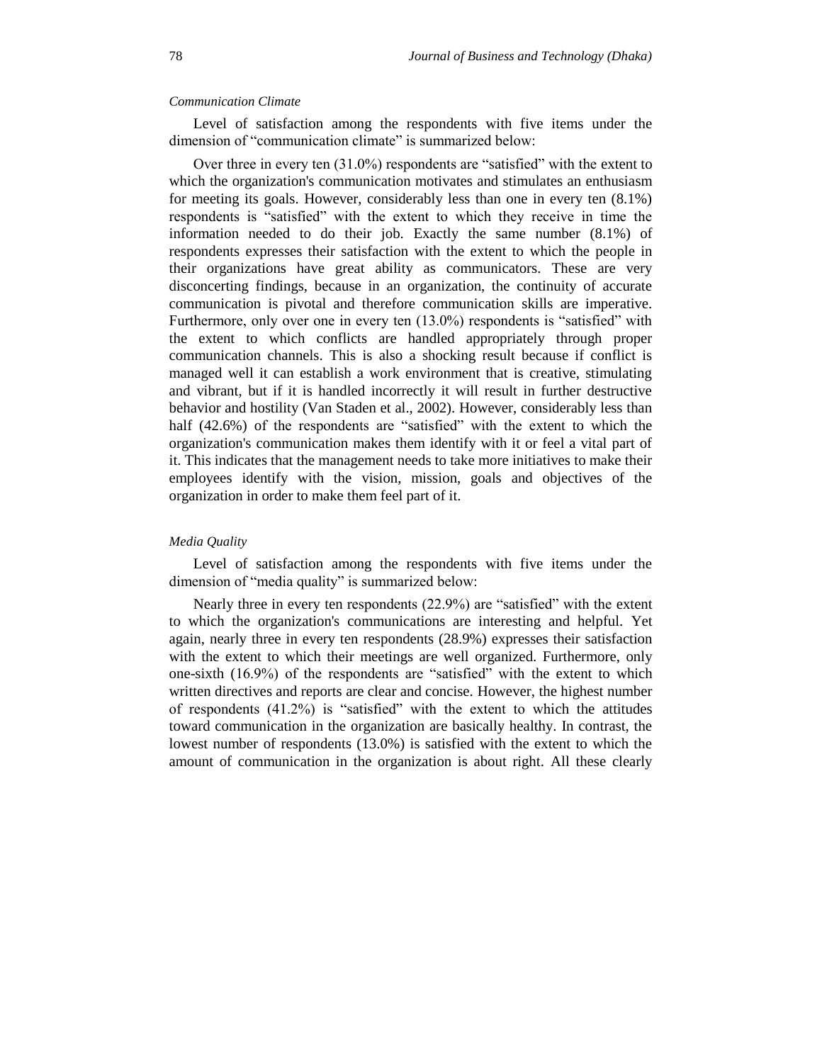*Communication Climate*

Level of satisfaction among the respondents with five items under the dimension of "communication climate" is summarized below:

Over three in every ten (31.0%) respondents are "satisfied" with the extent to which the organization's communication motivates and stimulates an enthusiasm for meeting its goals. However, considerably less than one in every ten (8.1%) respondents is "satisfied" with the extent to which they receive in time the information needed to do their job. Exactly the same number (8.1%) of respondents expresses their satisfaction with the extent to which the people in their organizations have great ability as communicators. These are very disconcerting findings, because in an organization, the continuity of accurate communication is pivotal and therefore communication skills are imperative. Furthermore, only over one in every ten (13.0%) respondents is "satisfied" with the extent to which conflicts are handled appropriately through proper communication channels. This is also a shocking result because if conflict is managed well it can establish a work environment that is creative, stimulating and vibrant, but if it is handled incorrectly it will result in further destructive behavior and hostility (Van Staden et al., 2002). However, considerably less than half (42.6%) of the respondents are "satisfied" with the extent to which the organization's communication makes them identify with it or feel a vital part of it. This indicates that the management needs to take more initiatives to make their employees identify with the vision, mission, goals and objectives of the organization in order to make them feel part of it.

*Media Quality*

Level of satisfaction among the respondents with five items under the dimension of "media quality" is summarized below:

Nearly three in every ten respondents (22.9%) are "satisfied" with the extent to which the organization's communications are interesting and helpful. Yet again, nearly three in every ten respondents (28.9%) expresses their satisfaction with the extent to which their meetings are well organized. Furthermore, only one-sixth (16.9%) of the respondents are "satisfied" with the extent to which written directives and reports are clear and concise. However, the highest number of respondents (41.2%) is "satisfied" with the extent to which the attitudes toward communication in the organization are basically healthy. In contrast, the lowest number of respondents (13.0%) is satisfied with the extent to which the amount of communication in the organization is about right. All these clearly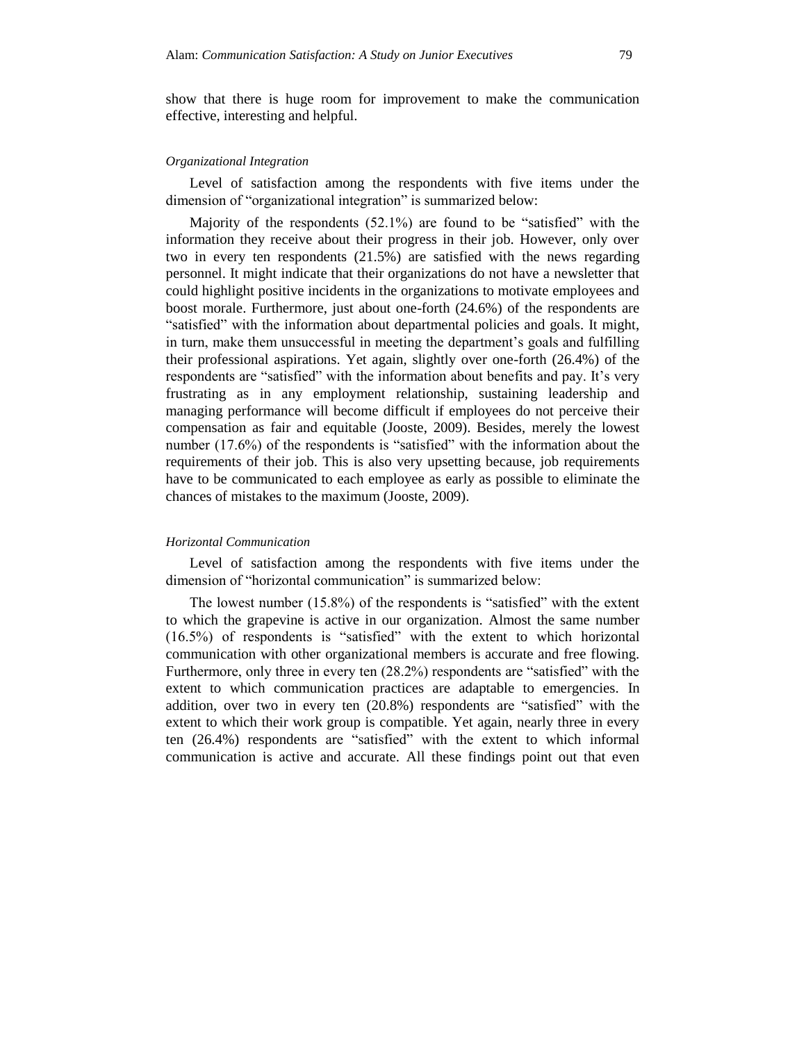show that there is huge room for improvement to make the communication effective, interesting and helpful.

*Organizational Integration*

Level of satisfaction among the respondents with five items under the dimension of "organizational integration" is summarized below:

Majority of the respondents (52.1%) are found to be "satisfied" with the information they receive about their progress in their job. However, only over two in every ten respondents (21.5%) are satisfied with the news regarding personnel. It might indicate that their organizations do not have a newsletter that could highlight positive incidents in the organizations to motivate employees and boost morale. Furthermore, just about one-forth (24.6%) of the respondents are "satisfied" with the information about departmental policies and goals. It might, in turn, make them unsuccessful in meeting the department's goals and fulfilling their professional aspirations. Yet again, slightly over one-forth (26.4%) of the respondents are "satisfied" with the information about benefits and pay. It's very frustrating as in any employment relationship, sustaining leadership and managing performance will become difficult if employees do not perceive their compensation as fair and equitable (Jooste, 2009). Besides, merely the lowest number (17.6%) of the respondents is "satisfied" with the information about the requirements of their job. This is also very upsetting because, job requirements have to be communicated to each employee as early as possible to eliminate the chances of mistakes to the maximum (Jooste, 2009).

*Horizontal Communication*

Level of satisfaction among the respondents with five items under the dimension of "horizontal communication" is summarized below:

The lowest number (15.8%) of the respondents is "satisfied" with the extent to which the grapevine is active in our organization. Almost the same number (16.5%) of respondents is "satisfied" with the extent to which horizontal communication with other organizational members is accurate and free flowing. Furthermore, only three in every ten (28.2%) respondents are "satisfied" with the extent to which communication practices are adaptable to emergencies. In addition, over two in every ten (20.8%) respondents are "satisfied" with the extent to which their work group is compatible. Yet again, nearly three in every ten (26.4%) respondents are "satisfied" with the extent to which informal communication is active and accurate. All these findings point out that even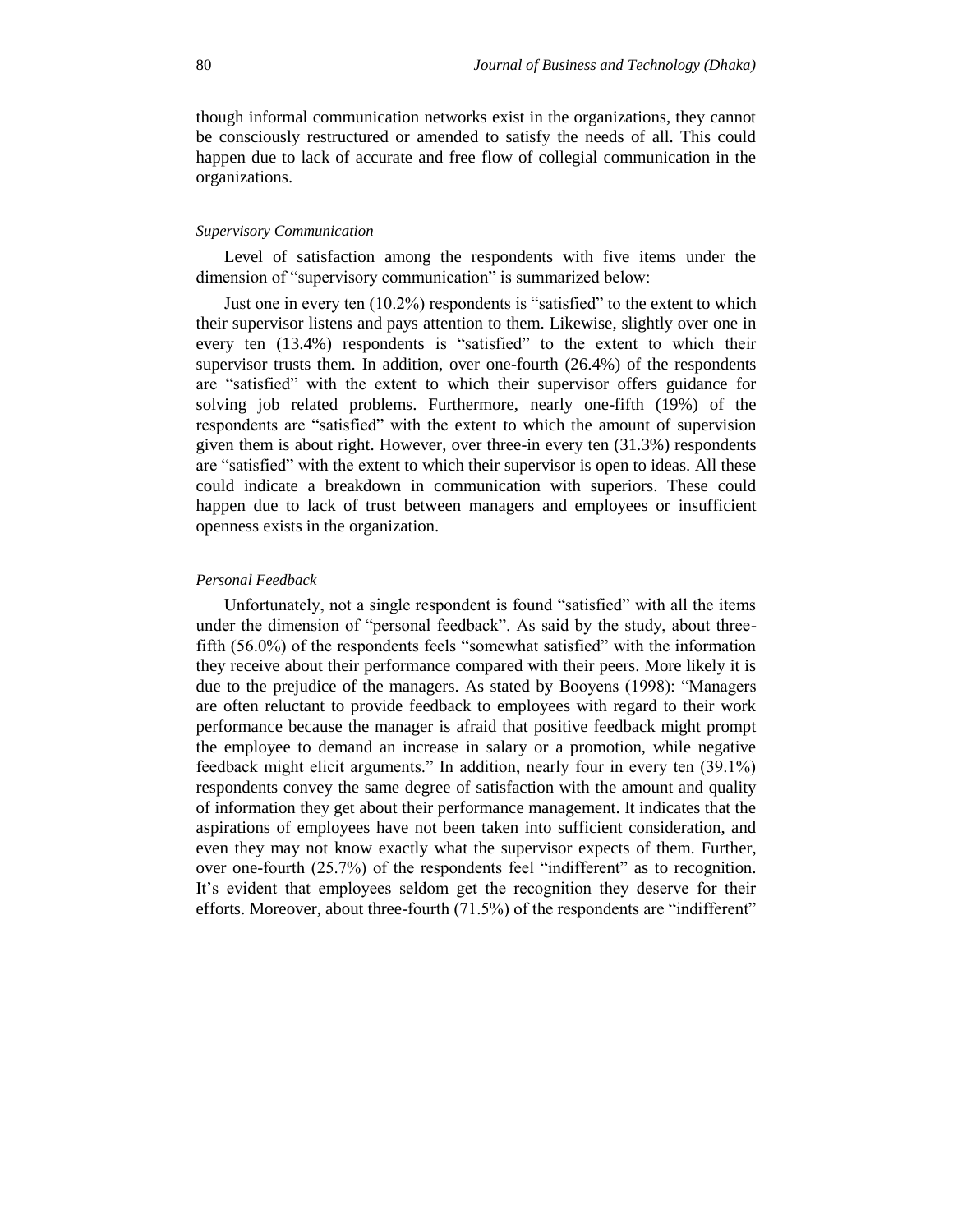though informal communication networks exist in the organizations, they cannot be consciously restructured or amended to satisfy the needs of all. This could happen due to lack of accurate and free flow of collegial communication in the organizations.

*Supervisory Communication*

Level of satisfaction among the respondents with five items under the dimension of "supervisory communication" is summarized below:

Just one in every ten (10.2%) respondents is "satisfied" to the extent to which their supervisor listens and pays attention to them. Likewise, slightly over one in every ten (13.4%) respondents is "satisfied" to the extent to which their supervisor trusts them. In addition, over one-fourth (26.4%) of the respondents are "satisfied" with the extent to which their supervisor offers guidance for solving job related problems. Furthermore, nearly one-fifth (19%) of the respondents are "satisfied" with the extent to which the amount of supervision given them is about right. However, over three-in every ten (31.3%) respondents are "satisfied" with the extent to which their supervisor is open to ideas. All these could indicate a breakdown in communication with superiors. These could happen due to lack of trust between managers and employees or insufficient openness exists in the organization.

*Personal Feedback*

Unfortunately, not a single respondent is found "satisfied" with all the items under the dimension of "personal feedback". As said by the study, about three-fifth (56.0%) of the respondents feels "somewhat satisfied" with the information they receive about their performance compared with their peers. More likely it is due to the prejudice of the managers. As stated by Booyens (1998): "Managers are often reluctant to provide feedback to employees with regard to their work performance because the manager is afraid that positive feedback might prompt the employee to demand an increase in salary or a promotion, while negative feedback might elicit arguments." In addition, nearly four in every ten (39.1%) respondents convey the same degree of satisfaction with the amount and quality of information they get about their performance management. It indicates that the aspirations of employees have not been taken into sufficient consideration, and even they may not know exactly what the supervisor expects of them. Further, over one-fourth (25.7%) of the respondents feel "indifferent" as to recognition. It's evident that employees seldom get the recognition they deserve for their efforts. Moreover, about three-fourth (71.5%) of the respondents are "indifferent"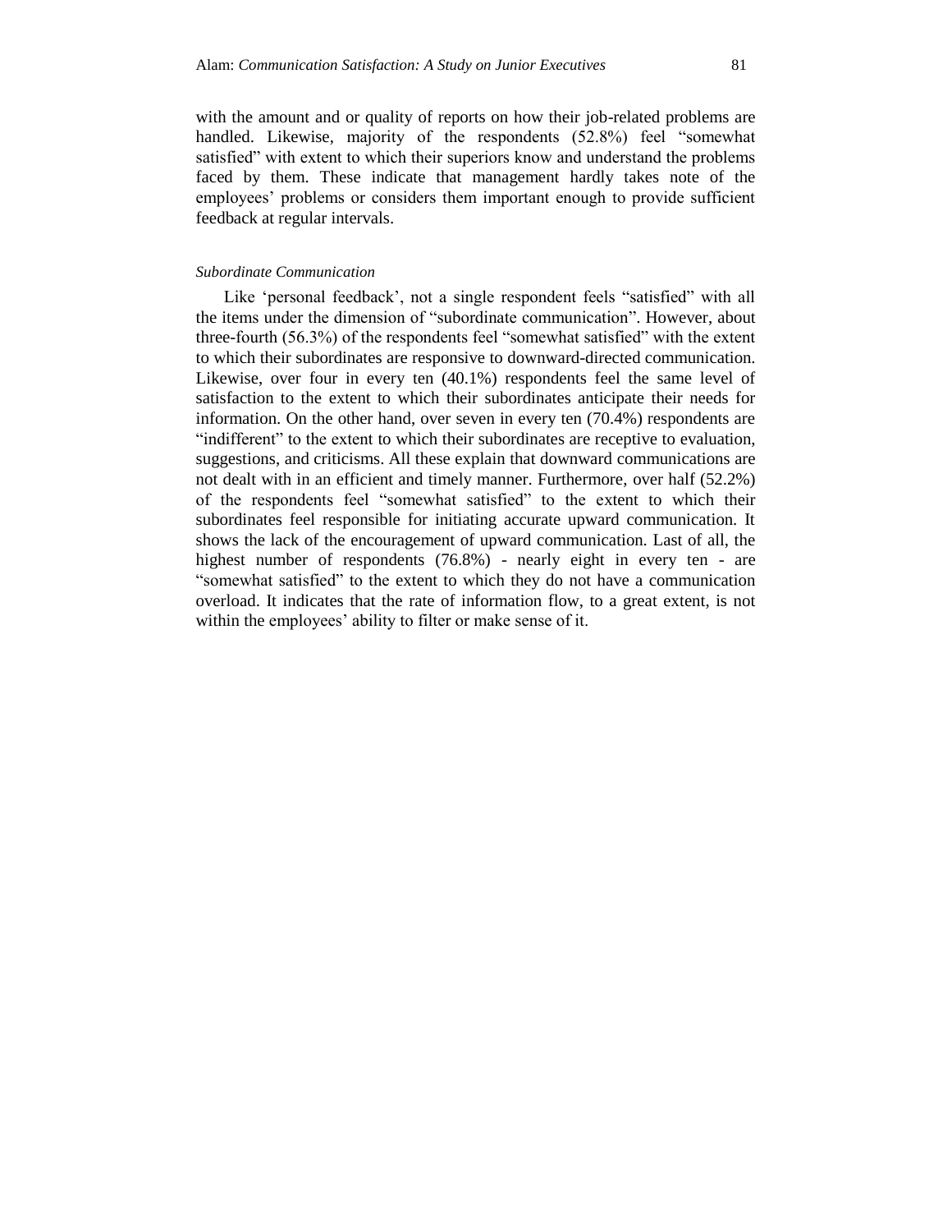with the amount and or quality of reports on how their job-related problems are handled. Likewise, majority of the respondents (52.8%) feel "somewhat satisfied" with extent to which their superiors know and understand the problems faced by them. These indicate that management hardly takes note of the employees' problems or considers them important enough to provide sufficient feedback at regular intervals.

### *Subordinate Communication*

Like 'personal feedback', not a single respondent feels "satisfied" with all the items under the dimension of "subordinate communication". However, about three-fourth (56.3%) of the respondents feel "somewhat satisfied" with the extent to which their subordinates are responsive to downward-directed communication. Likewise, over four in every ten (40.1%) respondents feel the same level of satisfaction to the extent to which their subordinates anticipate their needs for information. On the other hand, over seven in every ten (70.4%) respondents are "indifferent" to the extent to which their subordinates are receptive to evaluation, suggestions, and criticisms. All these explain that downward communications are not dealt with in an efficient and timely manner. Furthermore, over half (52.2%) of the respondents feel "somewhat satisfied" to the extent to which their subordinates feel responsible for initiating accurate upward communication. It shows the lack of the encouragement of upward communication. Last of all, the highest number of respondents (76.8%) - nearly eight in every ten - are "somewhat satisfied" to the extent to which they do not have a communication overload. It indicates that the rate of information flow, to a great extent, is not within the employees' ability to filter or make sense of it.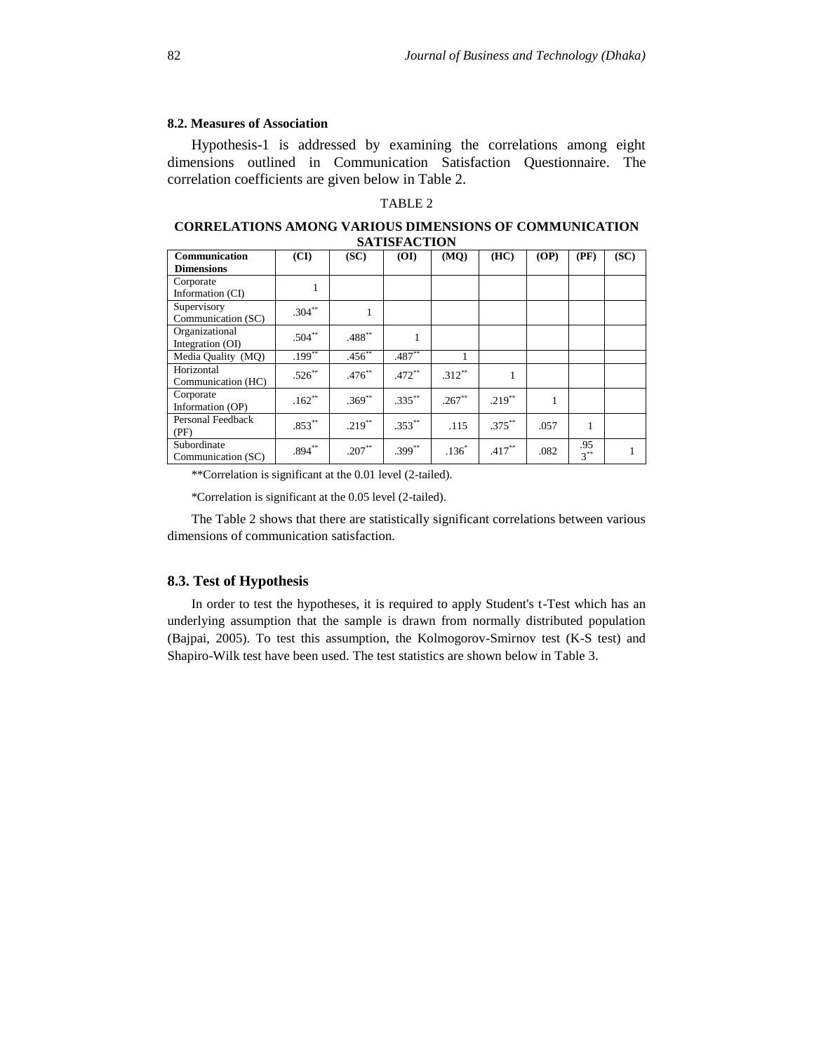### 8.2. Measures of Association

Hypothesis-1 is addressed by examining the correlations among eight dimensions outlined in Communication Satisfaction Questionnaire. The correlation coefficients are given below in Table 2.

TABLE 2

**CORRELATIONS AMONG VARIOUS DIMENSIONS OF COMMUNICATION SATISFACTION**

| Communication Dimensions | (CI) | (SC) | (OI) | (MQ) | (HC) | (OP) | (PF) | (SC) |
|---|---|---|---|---|---|---|---|---|
| Corporate Information (CI) | 1 | | | | | | | |
| Supervisory Communication (SC) | .304** | 1 | | | | | | |
| Organizational Integration (OI) | .504** | .488** | 1 | | | | | |
| Media Quality (MQ) | .199** | .456** | .487** | 1 | | | | |
| Horizontal Communication (HC) | .526** | .476** | .472** | .312** | 1 | | | |
| Corporate Information (OP) | .162** | .369** | .335** | .267** | .219** | 1 | | |
| Personal Feedback (PF) | .853** | .219** | .353** | .115 | .375** | .057 | 1 | |
| Subordinate Communication (SC) | .894** | .207** | .399** | .136* | .417** | .082 | .953** | 1 |

**Correlation is significant at the 0.01 level (2-tailed).

*Correlation is significant at the 0.05 level (2-tailed).

The Table 2 shows that there are statistically significant correlations between various dimensions of communication satisfaction.

### 8.3. Test of Hypothesis

In order to test the hypotheses, it is required to apply Student's t-Test which has an underlying assumption that the sample is drawn from normally distributed population (Bajpai, 2005). To test this assumption, the Kolmogorov-Smirnov test (K-S test) and Shapiro-Wilk test have been used. The test statistics are shown below in Table 3.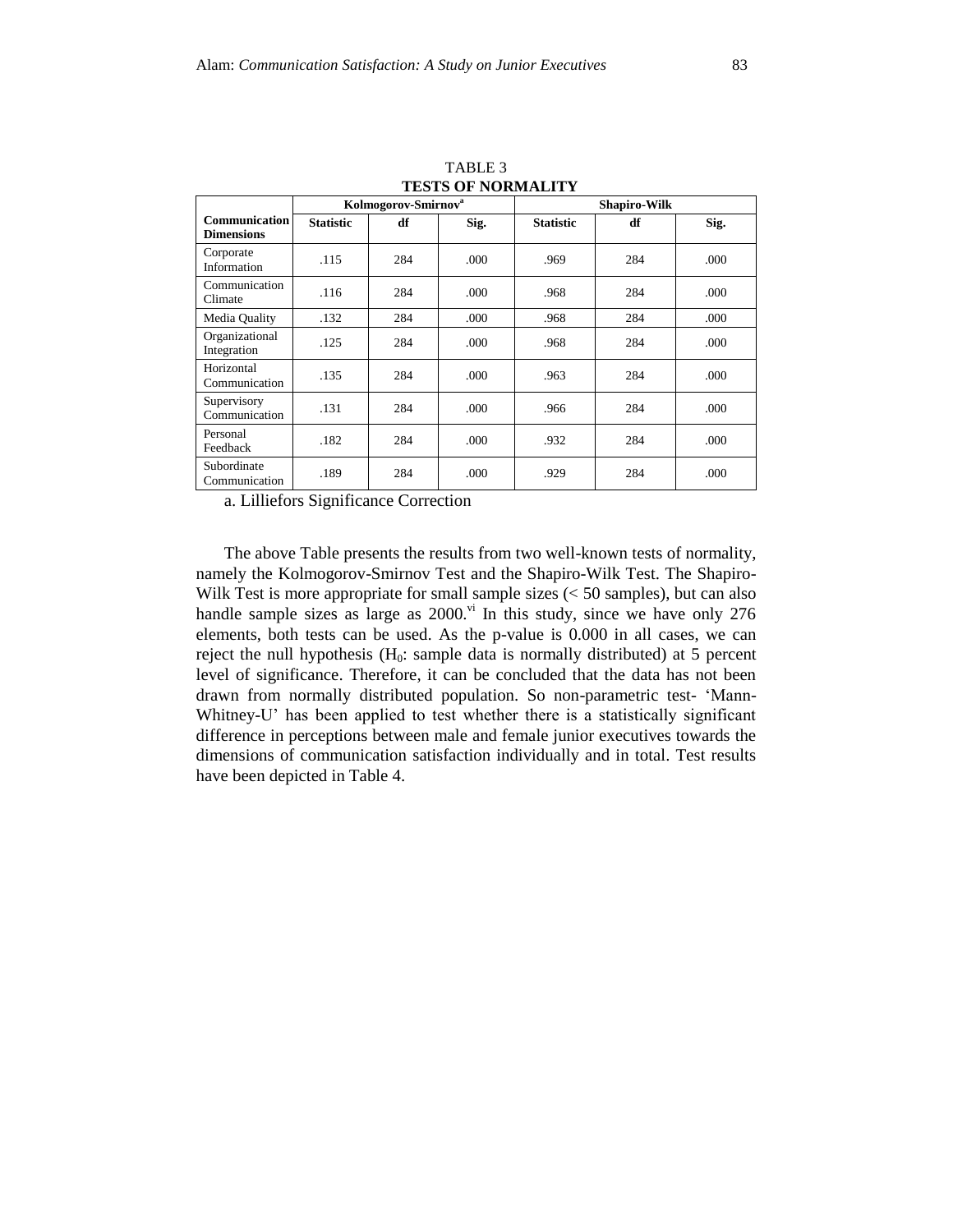TABLE 3

**TESTS OF NORMALITY**

| Communication Dimensions | Kolmogorov-Smirnov[a] | | | Shapiro-Wilk | | |
|---|---|---|---|---|---|---|
| | Statistic | df | Sig. | Statistic | df | Sig. |
| Corporate Information | .115 | 284 | .000 | .969 | 284 | .000 |
| Communication Climate | .116 | 284 | .000 | .968 | 284 | .000 |
| Media Quality | .132 | 284 | .000 | .968 | 284 | .000 |
| Organizational Integration | .125 | 284 | .000 | .968 | 284 | .000 |
| Horizontal Communication | .135 | 284 | .000 | .963 | 284 | .000 |
| Supervisory Communication | .131 | 284 | .000 | .966 | 284 | .000 |
| Personal Feedback | .182 | 284 | .000 | .932 | 284 | .000 |
| Subordinate Communication | .189 | 284 | .000 | .929 | 284 | .000 |

a. Lilliefors Significance Correction

The above Table presents the results from two well-known tests of normality, namely the Kolmogorov-Smirnov Test and the Shapiro-Wilk Test. The Shapiro-Wilk Test is more appropriate for small sample sizes (< 50 samples), but can also handle sample sizes as large as 2000.[vi] In this study, since we have only 276 elements, both tests can be used. As the p-value is 0.000 in all cases, we can reject the null hypothesis ($H_0$: sample data is normally distributed) at 5 percent level of significance. Therefore, it can be concluded that the data has not been drawn from normally distributed population. So non-parametric test- 'Mann-Whitney-U' has been applied to test whether there is a statistically significant difference in perceptions between male and female junior executives towards the dimensions of communication satisfaction individually and in total. Test results have been depicted in Table 4.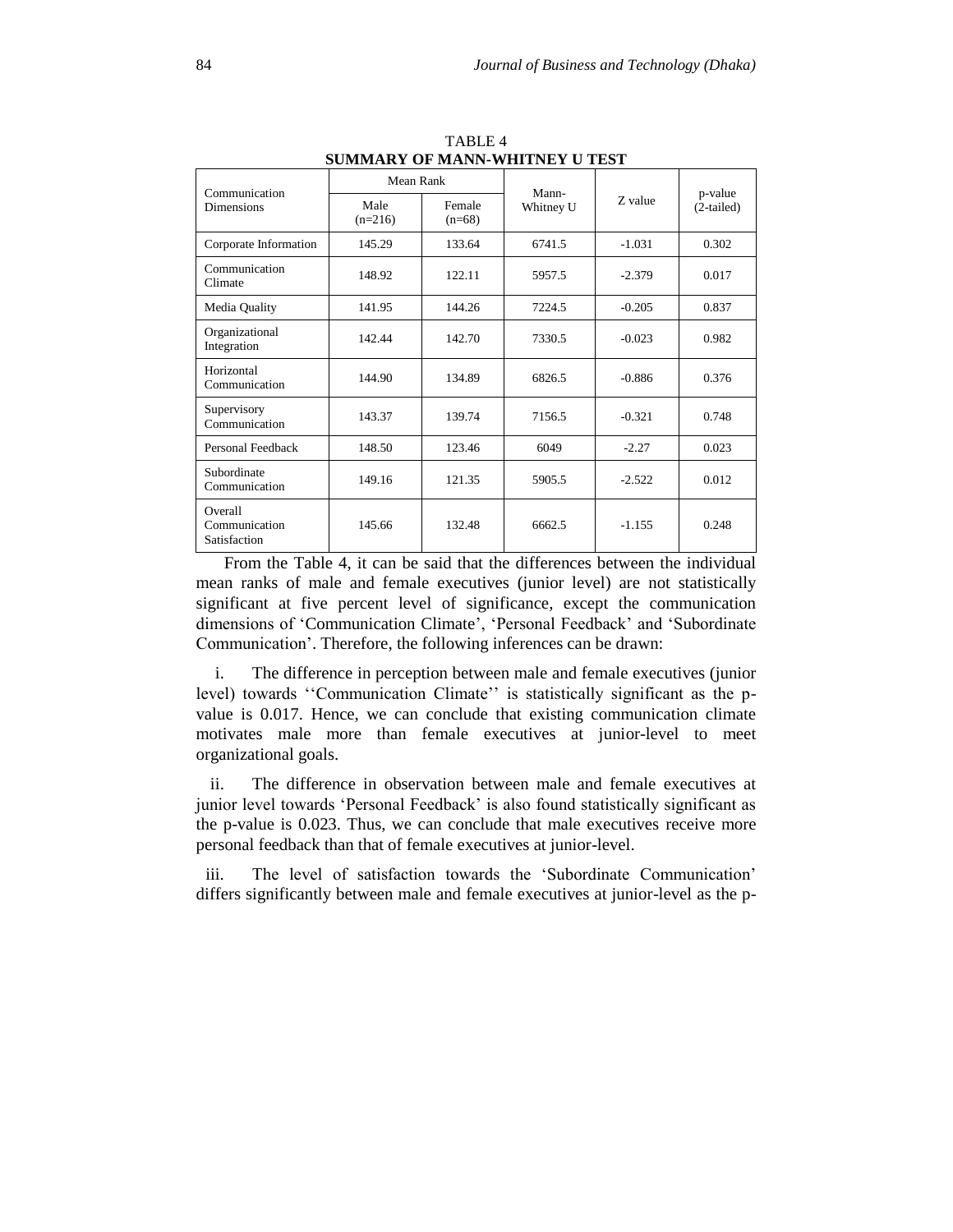TABLE 4

**SUMMARY OF MANN-WHITNEY U TEST**

| Communication Dimensions | Mean Rank | | Mann-Whitney U | Z value | p-value (2-tailed) |
|---|---|---|---|---|---|
| | Male (n=216) | Female (n=68) | | | |
| Corporate Information | 145.29 | 133.64 | 6741.5 | -1.031 | 0.302 |
| Communication Climate | 148.92 | 122.11 | 5957.5 | -2.379 | 0.017 |
| Media Quality | 141.95 | 144.26 | 7224.5 | -0.205 | 0.837 |
| Organizational Integration | 142.44 | 142.70 | 7330.5 | -0.023 | 0.982 |
| Horizontal Communication | 144.90 | 134.89 | 6826.5 | -0.886 | 0.376 |
| Supervisory Communication | 143.37 | 139.74 | 7156.5 | -0.321 | 0.748 |
| Personal Feedback | 148.50 | 123.46 | 6049 | -2.27 | 0.023 |
| Subordinate Communication | 149.16 | 121.35 | 5905.5 | -2.522 | 0.012 |
| Overall Communication Satisfaction | 145.66 | 132.48 | 6662.5 | -1.155 | 0.248 |

From the Table 4, it can be said that the differences between the individual mean ranks of male and female executives (junior level) are not statistically significant at five percent level of significance, except the communication dimensions of 'Communication Climate', 'Personal Feedback' and 'Subordinate Communication'. Therefore, the following inferences can be drawn:

i. The difference in perception between male and female executives (junior level) towards ''Communication Climate'' is statistically significant as the p-value is 0.017. Hence, we can conclude that existing communication climate motivates male more than female executives at junior-level to meet organizational goals.

ii. The difference in observation between male and female executives at junior level towards 'Personal Feedback' is also found statistically significant as the p-value is 0.023. Thus, we can conclude that male executives receive more personal feedback than that of female executives at junior-level.

iii. The level of satisfaction towards the 'Subordinate Communication' differs significantly between male and female executives at junior-level as the p-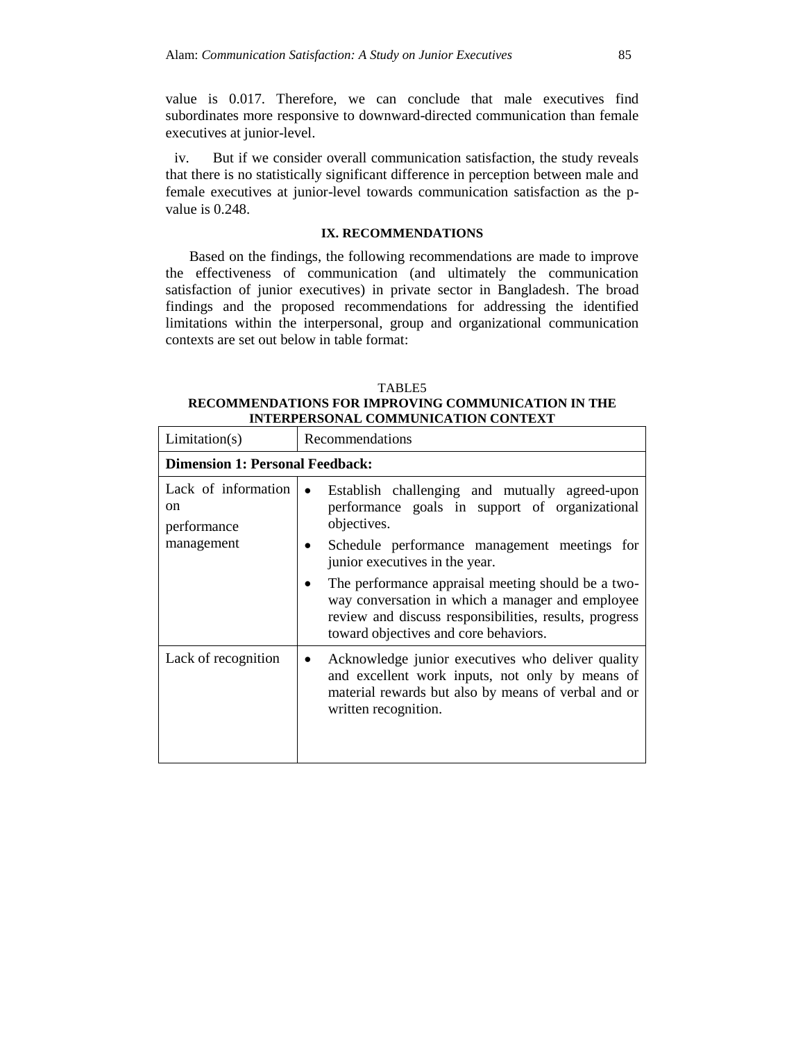value is 0.017. Therefore, we can conclude that male executives find subordinates more responsive to downward-directed communication than female executives at junior-level.

iv. But if we consider overall communication satisfaction, the study reveals that there is no statistically significant difference in perception between male and female executives at junior-level towards communication satisfaction as the p-value is 0.248.

## IX. RECOMMENDATIONS

Based on the findings, the following recommendations are made to improve the effectiveness of communication (and ultimately the communication satisfaction of junior executives) in private sector in Bangladesh. The broad findings and the proposed recommendations for addressing the identified limitations within the interpersonal, group and organizational communication contexts are set out below in table format:

TABLE5
**RECOMMENDATIONS FOR IMPROVING COMMUNICATION IN THE INTERPERSONAL COMMUNICATION CONTEXT**

| Limitation(s) | Recommendations |
|---|---|
| **Dimension 1: Personal Feedback:** | |
| Lack of information on performance management | • Establish challenging and mutually agreed-upon performance goals in support of organizational objectives.<br>• Schedule performance management meetings for junior executives in the year.<br>• The performance appraisal meeting should be a two-way conversation in which a manager and employee review and discuss responsibilities, results, progress toward objectives and core behaviors. |
| Lack of recognition | • Acknowledge junior executives who deliver quality and excellent work inputs, not only by means of material rewards but also by means of verbal and or written recognition. |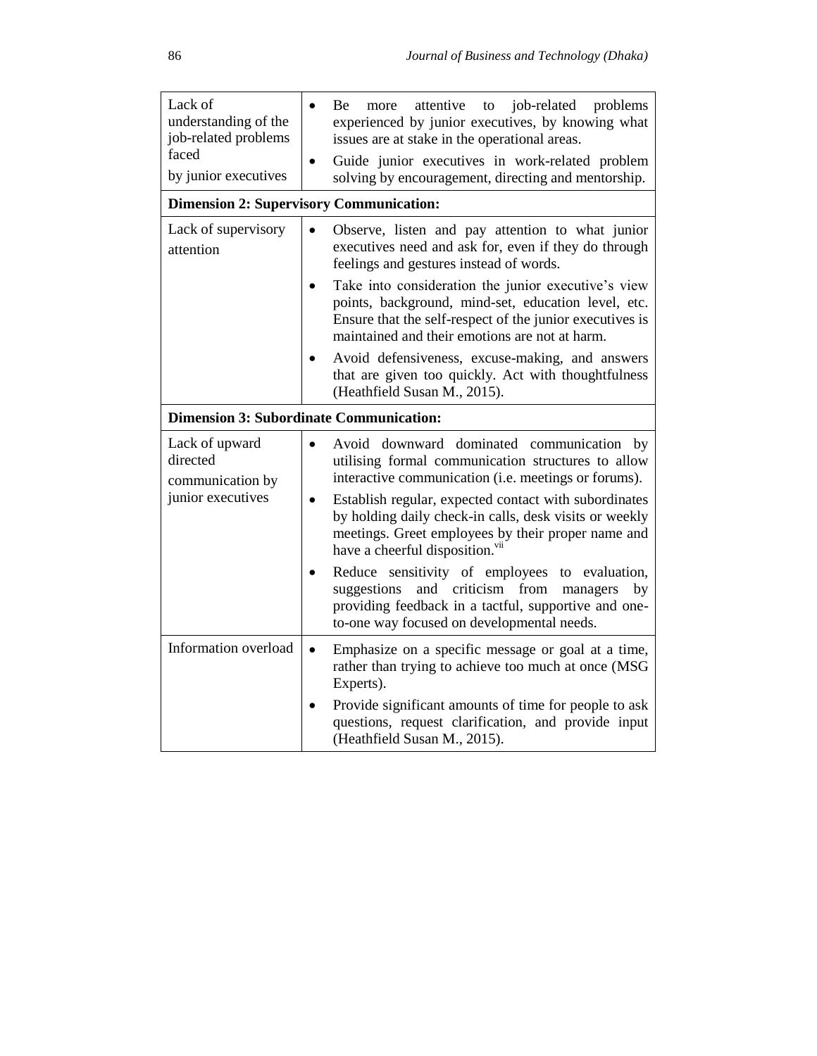| | |
|---|---|
| Lack of understanding of the job-related problems faced by junior executives | • Be more attentive to job-related problems experienced by junior executives, by knowing what issues are at stake in the operational areas.<br>• Guide junior executives in work-related problem solving by encouragement, directing and mentorship. |
| **Dimension 2: Supervisory Communication:** | |
| Lack of supervisory attention | • Observe, listen and pay attention to what junior executives need and ask for, even if they do through feelings and gestures instead of words.<br>• Take into consideration the junior executive's view points, background, mind-set, education level, etc. Ensure that the self-respect of the junior executives is maintained and their emotions are not at harm.<br>• Avoid defensiveness, excuse-making, and answers that are given too quickly. Act with thoughtfulness (Heathfield Susan M., 2015). |
| **Dimension 3: Subordinate Communication:** | |
| Lack of upward directed communication by junior executives | • Avoid downward dominated communication by utilising formal communication structures to allow interactive communication (i.e. meetings or forums).<br>• Establish regular, expected contact with subordinates by holding daily check-in calls, desk visits or weekly meetings. Greet employees by their proper name and have a cheerful disposition.[vii]<br>• Reduce sensitivity of employees to evaluation, suggestions and criticism from managers by providing feedback in a tactful, supportive and one-to-one way focused on developmental needs. |
| Information overload | • Emphasize on a specific message or goal at a time, rather than trying to achieve too much at once (MSG Experts).<br>• Provide significant amounts of time for people to ask questions, request clarification, and provide input (Heathfield Susan M., 2015). |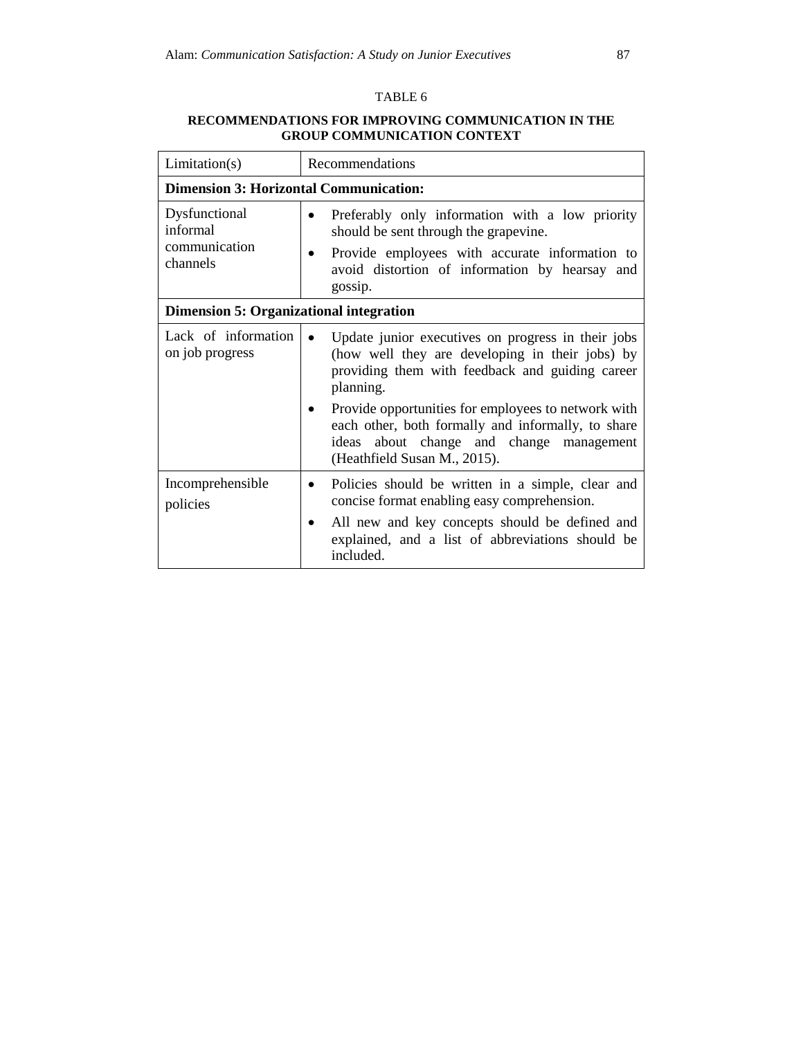TABLE 6

**RECOMMENDATIONS FOR IMPROVING COMMUNICATION IN THE GROUP COMMUNICATION CONTEXT**

| Limitation(s) | Recommendations |
|---|---|
| **Dimension 3: Horizontal Communication:** | |
| Dysfunctional informal communication channels | • Preferably only information with a low priority should be sent through the grapevine.<br>• Provide employees with accurate information to avoid distortion of information by hearsay and gossip. |
| **Dimension 5: Organizational integration** | |
| Lack of information on job progress | • Update junior executives on progress in their jobs (how well they are developing in their jobs) by providing them with feedback and guiding career planning.<br>• Provide opportunities for employees to network with each other, both formally and informally, to share ideas about change and change management (Heathfield Susan M., 2015). |
| Incomprehensible policies | • Policies should be written in a simple, clear and concise format enabling easy comprehension.<br>• All new and key concepts should be defined and explained, and a list of abbreviations should be included. |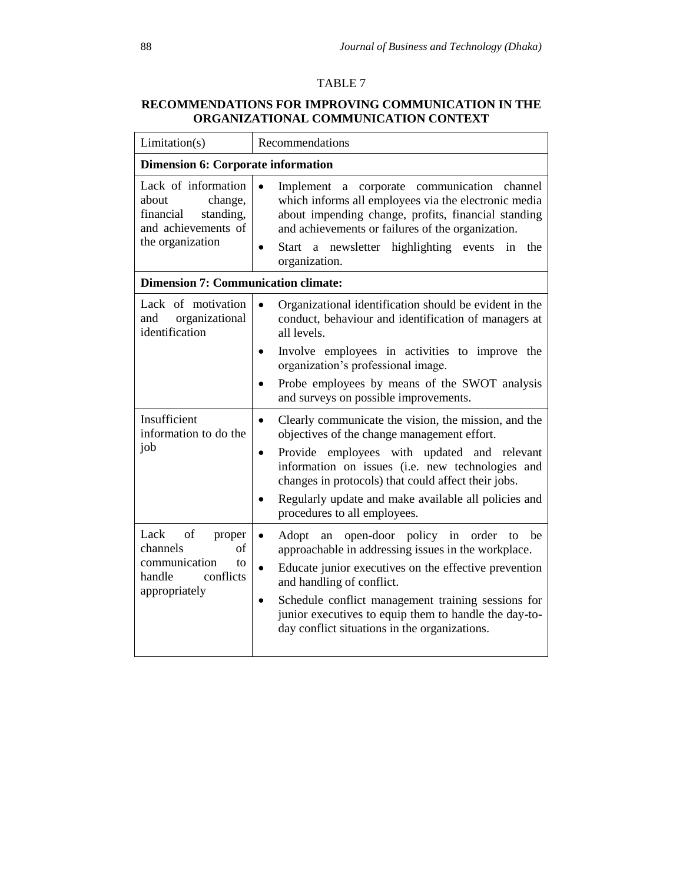TABLE 7

**RECOMMENDATIONS FOR IMPROVING COMMUNICATION IN THE ORGANIZATIONAL COMMUNICATION CONTEXT**

| Limitation(s) | Recommendations |
|---|---|
| **Dimension 6: Corporate information** | |
| Lack of information about change, financial standing, and achievements of the organization | • Implement a corporate communication channel which informs all employees via the electronic media about impending change, profits, financial standing and achievements or failures of the organization.<br>• Start a newsletter highlighting events in the organization. |
| **Dimension 7: Communication climate:** | |
| Lack of motivation and organizational identification | • Organizational identification should be evident in the conduct, behaviour and identification of managers at all levels.<br>• Involve employees in activities to improve the organization's professional image.<br>• Probe employees by means of the SWOT analysis and surveys on possible improvements. |
| Insufficient information to do the job | • Clearly communicate the vision, the mission, and the objectives of the change management effort.<br>• Provide employees with updated and relevant information on issues (i.e. new technologies and changes in protocols) that could affect their jobs.<br>• Regularly update and make available all policies and procedures to all employees. |
| Lack of proper channels of communication to handle conflicts appropriately | • Adopt an open-door policy in order to be approachable in addressing issues in the workplace.<br>• Educate junior executives on the effective prevention and handling of conflict.<br>• Schedule conflict management training sessions for junior executives to equip them to handle the day-to-day conflict situations in the organizations. |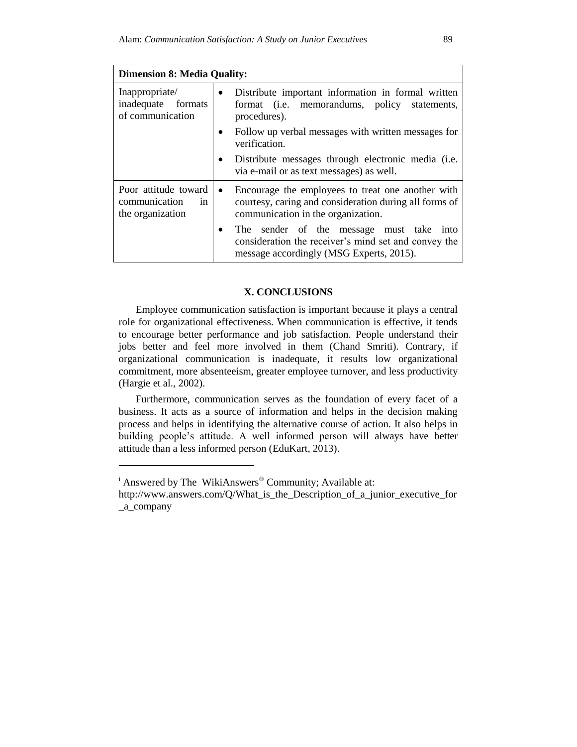| Dimension 8: Media Quality: | |
|---|---|
| Inappropriate/ inadequate formats of communication | • Distribute important information in formal written format (i.e. memorandums, policy statements, procedures).<br>• Follow up verbal messages with written messages for verification.<br>• Distribute messages through electronic media (i.e. via e-mail or as text messages) as well. |
| Poor attitude toward communication in the organization | • Encourage the employees to treat one another with courtesy, caring and consideration during all forms of communication in the organization.<br>• The sender of the message must take into consideration the receiver's mind set and convey the message accordingly (MSG Experts, 2015). |

## X. CONCLUSIONS

Employee communication satisfaction is important because it plays a central role for organizational effectiveness. When communication is effective, it tends to encourage better performance and job satisfaction. People understand their jobs better and feel more involved in them (Chand Smriti). Contrary, if organizational communication is inadequate, it results low organizational commitment, more absenteeism, greater employee turnover, and less productivity (Hargie et al., 2002).

Furthermore, communication serves as the foundation of every facet of a business. It acts as a source of information and helps in the decision making process and helps in identifying the alternative course of action. It also helps in building people's attitude. A well informed person will always have better attitude than a less informed person (EduKart, 2013).

---

[i] Answered by The WikiAnswers® Community; Available at: http://www.answers.com/Q/What_is_the_Description_of_a_junior_executive_for_a_company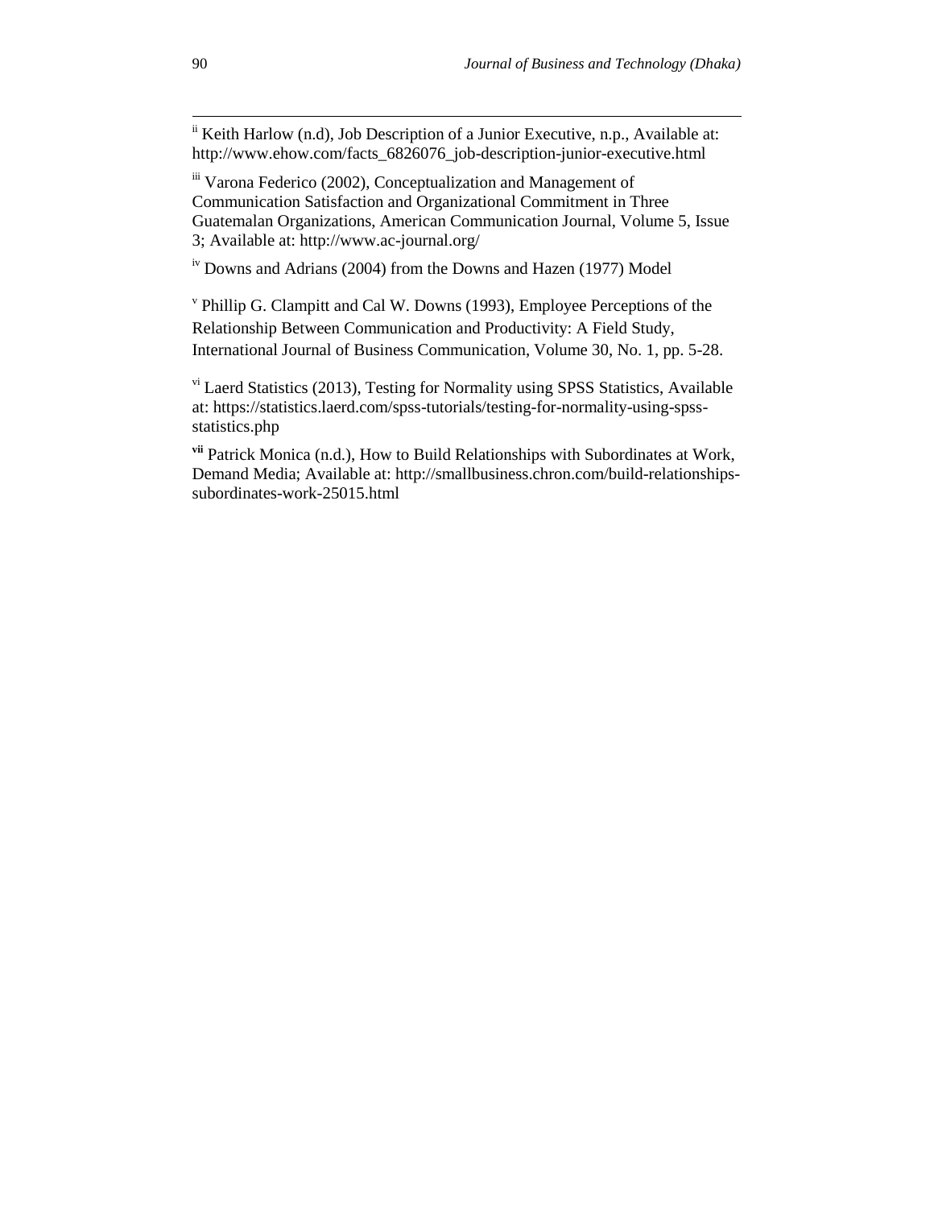[ii] Keith Harlow (n.d), Job Description of a Junior Executive, n.p., Available at: http://www.ehow.com/facts_6826076_job-description-junior-executive.html

[iii] Varona Federico (2002), Conceptualization and Management of Communication Satisfaction and Organizational Commitment in Three Guatemalan Organizations, American Communication Journal, Volume 5, Issue 3; Available at: http://www.ac-journal.org/

[iv] Downs and Adrians (2004) from the Downs and Hazen (1977) Model

[v] Phillip G. Clampitt and Cal W. Downs (1993), Employee Perceptions of the Relationship Between Communication and Productivity: A Field Study, International Journal of Business Communication, Volume 30, No. 1, pp. 5-28.

[vi] Laerd Statistics (2013), Testing for Normality using SPSS Statistics, Available at: https://statistics.laerd.com/spss-tutorials/testing-for-normality-using-spss-statistics.php

[vii] Patrick Monica (n.d.), How to Build Relationships with Subordinates at Work, Demand Media; Available at: http://smallbusiness.chron.com/build-relationships-subordinates-work-25015.html